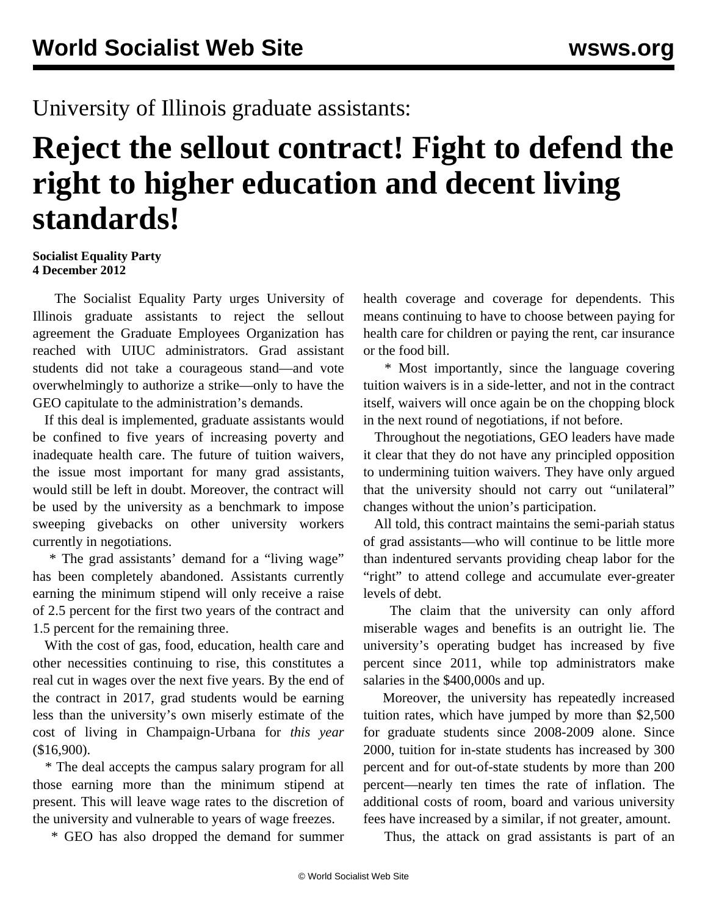University of Illinois graduate assistants:

# Reject the sellout contract! Fight to defend the right to higher education and decent living standards!

**Socialist Equality Party**
**4 December 2012**

The Socialist Equality Party urges University of Illinois graduate assistants to reject the sellout agreement the Graduate Employees Organization has reached with UIUC administrators. Grad assistant students did not take a courageous stand—and vote overwhelmingly to authorize a strike—only to have the GEO capitulate to the administration's demands.

If this deal is implemented, graduate assistants would be confined to five years of increasing poverty and inadequate health care. The future of tuition waivers, the issue most important for many grad assistants, would still be left in doubt. Moreover, the contract will be used by the university as a benchmark to impose sweeping givebacks on other university workers currently in negotiations.

* The grad assistants' demand for a "living wage" has been completely abandoned. Assistants currently earning the minimum stipend will only receive a raise of 2.5 percent for the first two years of the contract and 1.5 percent for the remaining three.

With the cost of gas, food, education, health care and other necessities continuing to rise, this constitutes a real cut in wages over the next five years. By the end of the contract in 2017, grad students would be earning less than the university's own miserly estimate of the cost of living in Champaign-Urbana for *this year* ($16,900).

* The deal accepts the campus salary program for all those earning more than the minimum stipend at present. This will leave wage rates to the discretion of the university and vulnerable to years of wage freezes.

* GEO has also dropped the demand for summer health coverage and coverage for dependents. This means continuing to have to choose between paying for health care for children or paying the rent, car insurance or the food bill.

* Most importantly, since the language covering tuition waivers is in a side-letter, and not in the contract itself, waivers will once again be on the chopping block in the next round of negotiations, if not before.

Throughout the negotiations, GEO leaders have made it clear that they do not have any principled opposition to undermining tuition waivers. They have only argued that the university should not carry out "unilateral" changes without the union's participation.

All told, this contract maintains the semi-pariah status of grad assistants—who will continue to be little more than indentured servants providing cheap labor for the "right" to attend college and accumulate ever-greater levels of debt.

The claim that the university can only afford miserable wages and benefits is an outright lie. The university's operating budget has increased by five percent since 2011, while top administrators make salaries in the $400,000s and up.

Moreover, the university has repeatedly increased tuition rates, which have jumped by more than $2,500 for graduate students since 2008-2009 alone. Since 2000, tuition for in-state students has increased by 300 percent and for out-of-state students by more than 200 percent—nearly ten times the rate of inflation. The additional costs of room, board and various university fees have increased by a similar, if not greater, amount.

Thus, the attack on grad assistants is part of an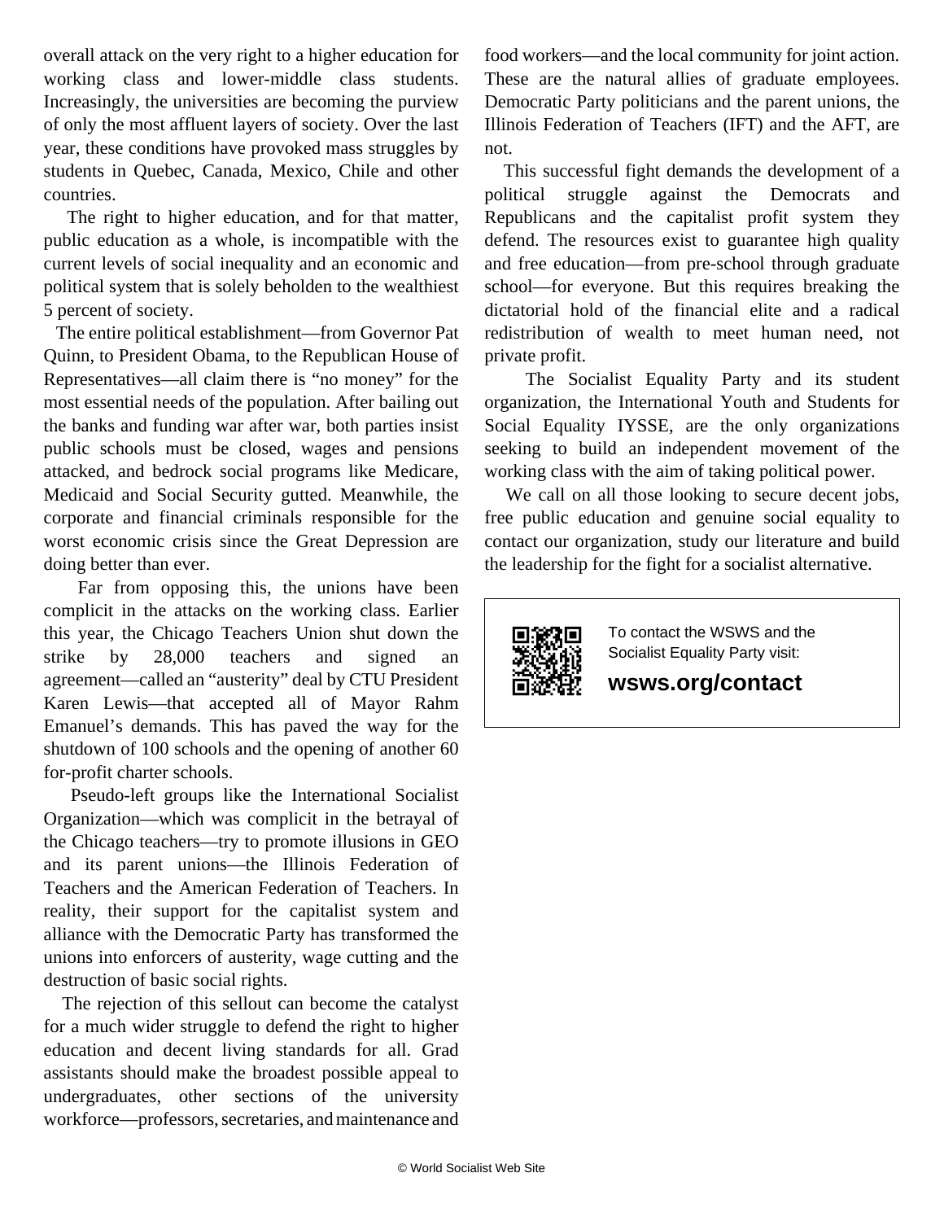overall attack on the very right to a higher education for working class and lower-middle class students. Increasingly, the universities are becoming the purview of only the most affluent layers of society. Over the last year, these conditions have provoked mass struggles by students in Quebec, Canada, Mexico, Chile and other countries.

The right to higher education, and for that matter, public education as a whole, is incompatible with the current levels of social inequality and an economic and political system that is solely beholden to the wealthiest 5 percent of society.

The entire political establishment—from Governor Pat Quinn, to President Obama, to the Republican House of Representatives—all claim there is "no money" for the most essential needs of the population. After bailing out the banks and funding war after war, both parties insist public schools must be closed, wages and pensions attacked, and bedrock social programs like Medicare, Medicaid and Social Security gutted. Meanwhile, the corporate and financial criminals responsible for the worst economic crisis since the Great Depression are doing better than ever.

Far from opposing this, the unions have been complicit in the attacks on the working class. Earlier this year, the Chicago Teachers Union shut down the strike by 28,000 teachers and signed an agreement—called an "austerity" deal by CTU President Karen Lewis—that accepted all of Mayor Rahm Emanuel's demands. This has paved the way for the shutdown of 100 schools and the opening of another 60 for-profit charter schools.

Pseudo-left groups like the International Socialist Organization—which was complicit in the betrayal of the Chicago teachers—try to promote illusions in GEO and its parent unions—the Illinois Federation of Teachers and the American Federation of Teachers. In reality, their support for the capitalist system and alliance with the Democratic Party has transformed the unions into enforcers of austerity, wage cutting and the destruction of basic social rights.

The rejection of this sellout can become the catalyst for a much wider struggle to defend the right to higher education and decent living standards for all. Grad assistants should make the broadest possible appeal to undergraduates, other sections of the university workforce—professors, secretaries, and maintenance and food workers—and the local community for joint action. These are the natural allies of graduate employees. Democratic Party politicians and the parent unions, the Illinois Federation of Teachers (IFT) and the AFT, are not.

This successful fight demands the development of a political struggle against the Democrats and Republicans and the capitalist profit system they defend. The resources exist to guarantee high quality and free education—from pre-school through graduate school—for everyone. But this requires breaking the dictatorial hold of the financial elite and a radical redistribution of wealth to meet human need, not private profit.

The Socialist Equality Party and its student organization, the International Youth and Students for Social Equality IYSSE, are the only organizations seeking to build an independent movement of the working class with the aim of taking political power.

We call on all those looking to secure decent jobs, free public education and genuine social equality to contact our organization, study our literature and build the leadership for the fight for a socialist alternative.

To contact the WSWS and the Socialist Equality Party visit:

**wsws.org/contact**